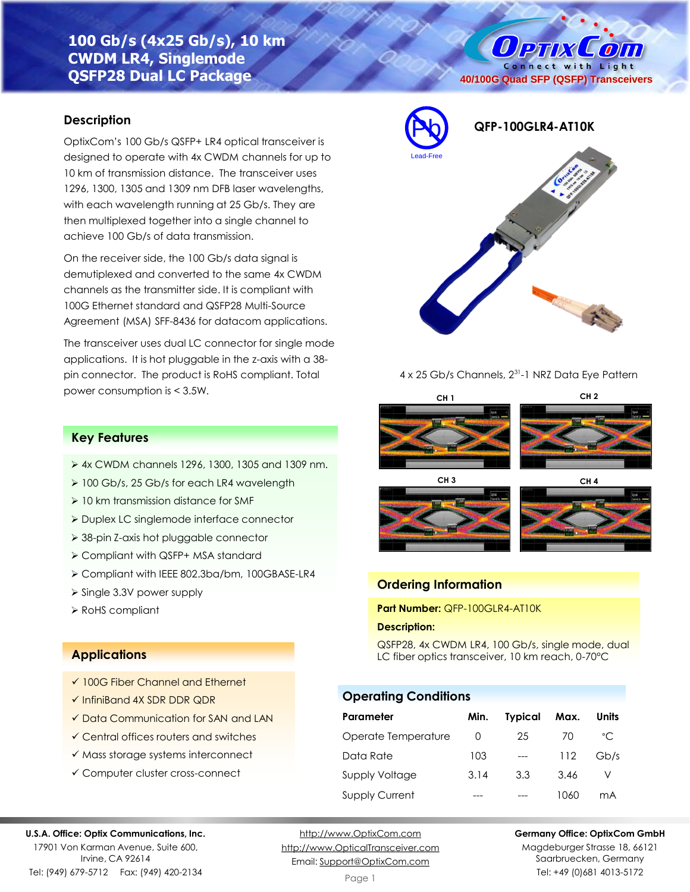# 100 Gb/s (4x25 Gb/s), 10 km CWDM LR4, Singlemode QSFP28 Dual LC Package

OptixCom — Connect with Light

40/100G Quad SFP (QSFP) Transceivers

Lead-Free

**QFP-100GLR4-AT10K**

## Description

OptixCom's 100 Gb/s QSFP+ LR4 optical transceiver is designed to operate with 4x CWDM channels for up to 10 km of transmission distance. The transceiver uses 1296, 1300, 1305 and 1309 nm DFB laser wavelengths, with each wavelength running at 25 Gb/s. They are then multiplexed together into a single channel to achieve 100 Gb/s of data transmission.

On the receiver side, the 100 Gb/s data signal is demutiplexed and converted to the same 4x CWDM channels as the transmitter side. It is compliant with 100G Ethernet standard and QSFP28 Multi-Source Agreement (MSA) SFF-8436 for datacom applications.

The transceiver uses dual LC connector for single mode applications. It is hot pluggable in the z-axis with a 38-pin connector. The product is RoHS compliant. Total power consumption is < 3.5W.

4 x 25 Gb/s Channels, $2^{31}$-1 NRZ Data Eye Pattern

CH 1 | CH 2 | CH 3 | CH 4

## Key Features

- 4x CWDM channels 1296, 1300, 1305 and 1309 nm.
- 100 Gb/s, 25 Gb/s for each LR4 wavelength
- 10 km transmission distance for SMF
- Duplex LC singlemode interface connector
- 38-pin Z-axis hot pluggable connector
- Compliant with QSFP+ MSA standard
- Compliant with IEEE 802.3ba/bm, 100GBASE-LR4
- Single 3.3V power supply
- RoHS compliant

## Ordering Information

**Part Number:** QFP-100GLR4-AT10K

**Description:**

QSFP28, 4x CWDM LR4, 100 Gb/s, single mode, dual LC fiber optics transceiver, 10 km reach, 0-70°C

## Applications

- ✓ 100G Fiber Channel and Ethernet
- ✓ InfiniBand 4X SDR DDR QDR
- ✓ Data Communication for SAN and LAN
- ✓ Central offices routers and switches
- ✓ Mass storage systems interconnect
- ✓ Computer cluster cross-connect

## Operating Conditions

| Parameter | Min. | Typical | Max. | Units |
|---|---|---|---|---|
| Operate Temperature | 0 | 25 | 70 | °C |
| Data Rate | 103 | --- | 112 | Gb/s |
| Supply Voltage | 3.14 | 3.3 | 3.46 | V |
| Supply Current | --- | --- | 1060 | mA |

**U.S.A. Office: Optix Communications, Inc.**
17901 Von Karman Avenue, Suite 600,
Irvine, CA 92614
Tel: (949) 679-5712 Fax: (949) 420-2134

http://www.OptixCom.com
http://www.OpticalTransceiver.com
Email: Support@OptixCom.com

**Germany Office: OptixCom GmbH**
Magdeburger Strasse 18, 66121
Saarbruecken, Germany
Tel: +49 (0)681 4013-5172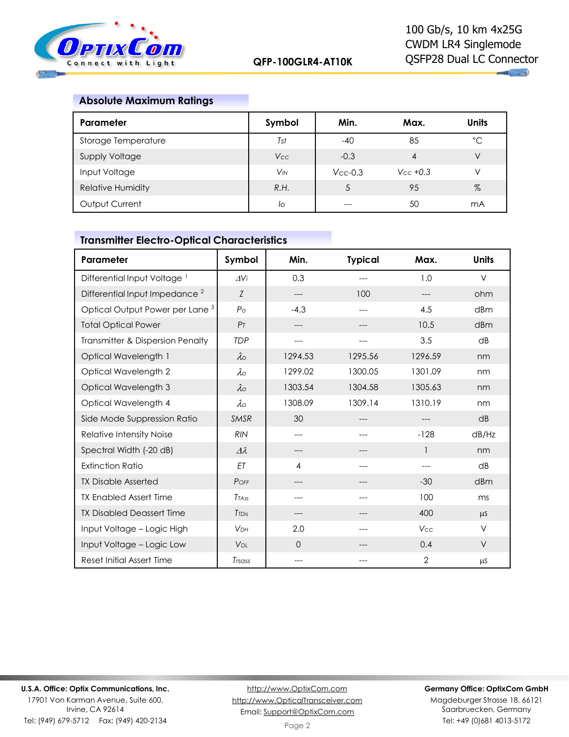## Absolute Maximum Ratings

| Parameter | Symbol | Min. | Max. | Units |
|---|---|---|---|---|
| Storage Temperature | $T_{st}$ | -40 | 85 | °C |
| Supply Voltage | $V_{CC}$ | -0.3 | 4 | V |
| Input Voltage | $V_{IN}$ | $V_{CC}$-0.3 | $V_{CC}$ +0.3 | V |
| Relative Humidity | R.H. | 5 | 95 | % |
| Output Current | $I_O$ | --- | 50 | mA |

## Transmitter Electro-Optical Characteristics

| Parameter | Symbol | Min. | Typical | Max. | Units |
|---|---|---|---|---|---|
| Differential Input Voltage [1] | $\Delta V_i$ | 0.3 | --- | 1.0 | V |
| Differential Input Impedance [2] | $Z$ | --- | 100 | --- | ohm |
| Optical Output Power per Lane [3] | $P_O$ | -4.3 | --- | 4.5 | dBm |
| Total Optical Power | $P_T$ | --- | --- | 10.5 | dBm |
| Transmitter & Dispersion Penalty | TDP | --- | --- | 3.5 | dB |
| Optical Wavelength 1 | $\lambda_O$ | 1294.53 | 1295.56 | 1296.59 | nm |
| Optical Wavelength 2 | $\lambda_O$ | 1299.02 | 1300.05 | 1301.09 | nm |
| Optical Wavelength 3 | $\lambda_O$ | 1303.54 | 1304.58 | 1305.63 | nm |
| Optical Wavelength 4 | $\lambda_O$ | 1308.09 | 1309.14 | 1310.19 | nm |
| Side Mode Suppression Ratio | SMSR | 30 | --- | --- | dB |
| Relative Intensity Noise | RIN | --- | --- | -128 | dB/Hz |
| Spectral Width (-20 dB) | $\Delta\lambda$ | --- | --- | 1 | nm |
| Extinction Ratio | ET | 4 | --- | --- | dB |
| TX Disable Asserted | $P_{OFF}$ | --- | --- | -30 | dBm |
| TX Enabled Assert Time | $T_{TAss}$ | --- | --- | 100 | ms |
| TX Disabled Deassert Time | $T_{TDis}$ | --- | --- | 400 | µs |
| Input Voltage – Logic High | $V_{DH}$ | 2.0 | --- | $V_{CC}$ | V |
| Input Voltage – Logic Low | $V_{DL}$ | 0 | --- | 0.4 | V |
| Reset Initial Assert Time | $T_{rsass}$ | --- | --- | 2 | µs |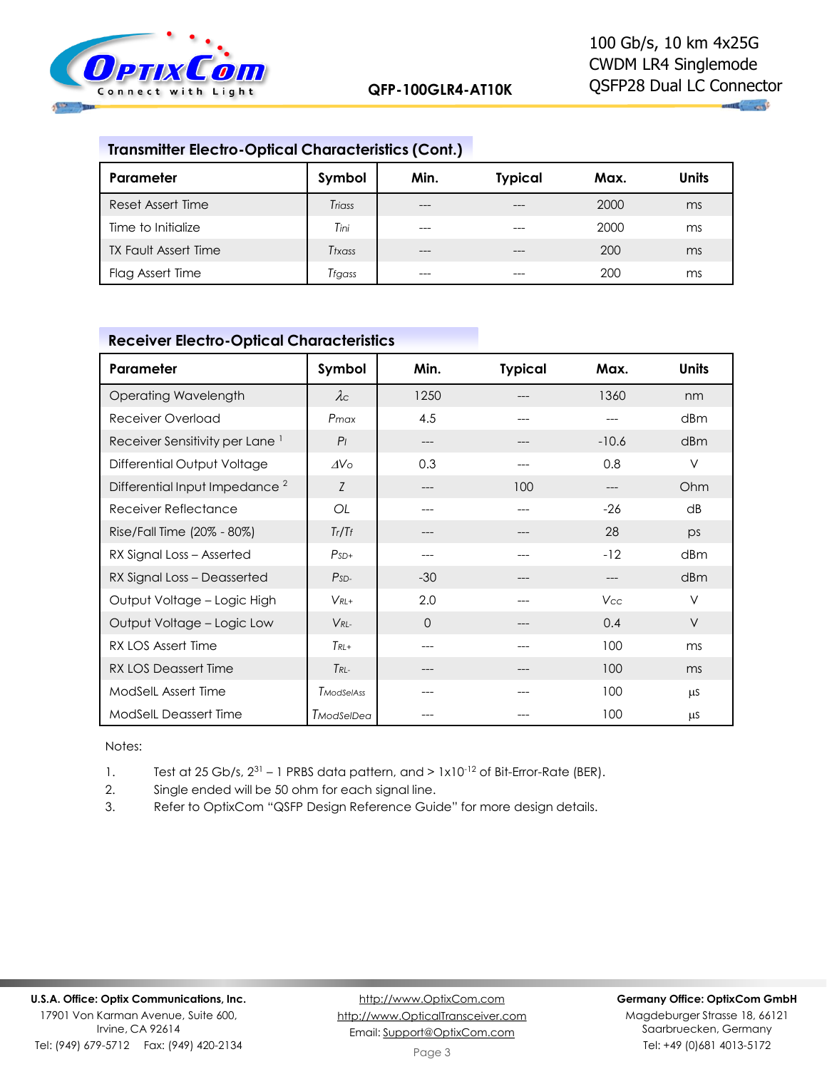## Transmitter Electro-Optical Characteristics (Cont.)

| Parameter | Symbol | Min. | Typical | Max. | Units |
|---|---|---|---|---|---|
| Reset Assert Time | $T_{riass}$ | --- | --- | 2000 | ms |
| Time to Initialize | $T_{ini}$ | --- | --- | 2000 | ms |
| TX Fault Assert Time | $T_{txass}$ | --- | --- | 200 | ms |
| Flag Assert Time | $T_{fgass}$ | --- | --- | 200 | ms |

## Receiver Electro-Optical Characteristics

| Parameter | Symbol | Min. | Typical | Max. | Units |
|---|---|---|---|---|---|
| Operating Wavelength | $\lambda_c$ | 1250 | --- | 1360 | nm |
| Receiver Overload | $P_{max}$ | 4.5 | --- | --- | dBm |
| Receiver Sensitivity per Lane [1] | $P_l$ | --- | --- | -10.6 | dBm |
| Differential Output Voltage | $\Delta V_o$ | 0.3 | --- | 0.8 | V |
| Differential Input Impedance [2] | $Z$ | --- | 100 | --- | Ohm |
| Receiver Reflectance | $OL$ | --- | --- | -26 | dB |
| Rise/Fall Time (20% - 80%) | $T_r/T_f$ | --- | --- | 28 | ps |
| RX Signal Loss – Asserted | $P_{SD+}$ | --- | --- | -12 | dBm |
| RX Signal Loss – Deasserted | $P_{SD-}$ | -30 | --- | --- | dBm |
| Output Voltage – Logic High | $V_{RL+}$ | 2.0 | --- | $V_{cc}$ | V |
| Output Voltage – Logic Low | $V_{RL-}$ | 0 | --- | 0.4 | V |
| RX LOS Assert Time | $T_{RL+}$ | --- | --- | 100 | ms |
| RX LOS Deassert Time | $T_{RL-}$ | --- | --- | 100 | ms |
| ModSelL Assert Time | $T_{ModSelAss}$ | --- | --- | 100 | μs |
| ModSelL Deassert Time | $T_{ModSelDea}$ | --- | --- | 100 | μs |

Notes:

1. Test at 25 Gb/s, $2^{31} - 1$ PRBS data pattern, and > $1\text{x}10^{-12}$ of Bit-Error-Rate (BER).
2. Single ended will be 50 ohm for each signal line.
3. Refer to OptixCom "QSFP Design Reference Guide" for more design details.